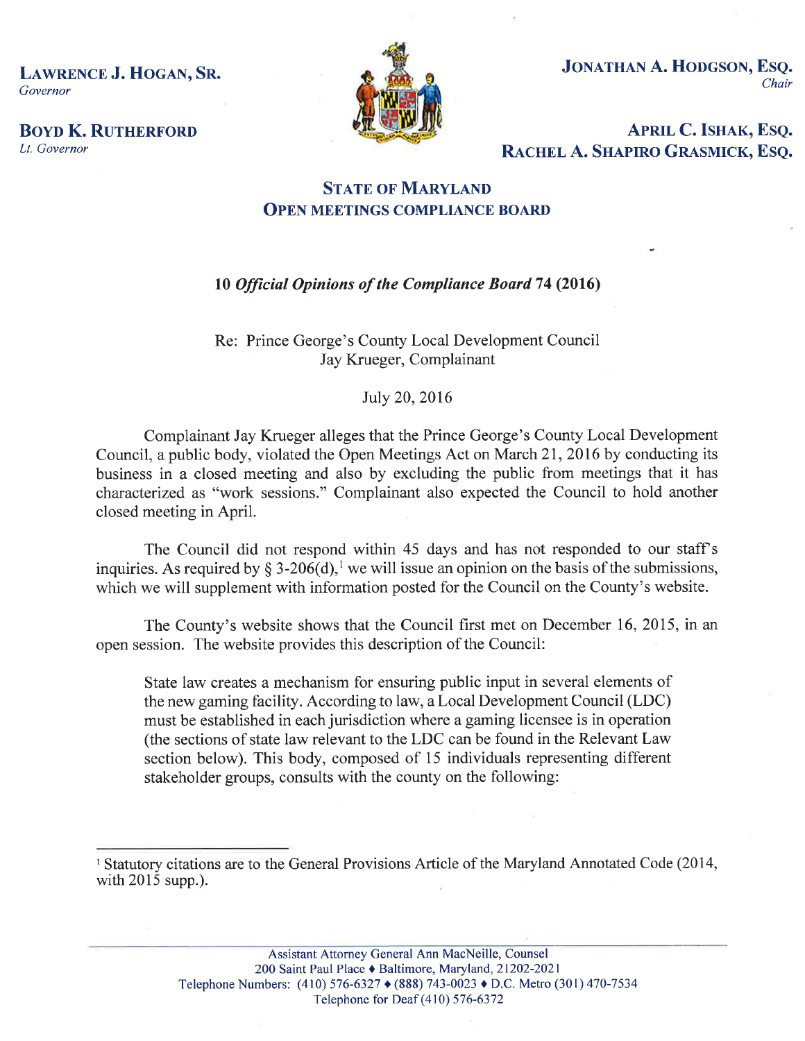**LAWRENCE J. HOGAN, SR.**
*Governor*

**BOYD K. RUTHERFORD**
*Lt. Governor*

**JONATHAN A. HODGSON, ESQ.**
*Chair*

**APRIL C. ISHAK, ESQ.**
**RACHEL A. SHAPIRO GRASMICK, ESQ.**

## STATE OF MARYLAND
## OPEN MEETINGS COMPLIANCE BOARD

**10 *Official Opinions of the Compliance Board* 74 (2016)**

Re: Prince George's County Local Development Council
Jay Krueger, Complainant

July 20, 2016

Complainant Jay Krueger alleges that the Prince George's County Local Development Council, a public body, violated the Open Meetings Act on March 21, 2016 by conducting its business in a closed meeting and also by excluding the public from meetings that it has characterized as "work sessions." Complainant also expected the Council to hold another closed meeting in April.

The Council did not respond within 45 days and has not responded to our staff's inquiries. As required by § 3-206(d),[1] we will issue an opinion on the basis of the submissions, which we will supplement with information posted for the Council on the County's website.

The County's website shows that the Council first met on December 16, 2015, in an open session. The website provides this description of the Council:

> State law creates a mechanism for ensuring public input in several elements of the new gaming facility. According to law, a Local Development Council (LDC) must be established in each jurisdiction where a gaming licensee is in operation (the sections of state law relevant to the LDC can be found in the Relevant Law section below). This body, composed of 15 individuals representing different stakeholder groups, consults with the county on the following:

---

[1] Statutory citations are to the General Provisions Article of the Maryland Annotated Code (2014, with 2015 supp.).

Assistant Attorney General Ann MacNeille, Counsel
200 Saint Paul Place ♦ Baltimore, Maryland, 21202-2021
Telephone Numbers: (410) 576-6327 ♦ (888) 743-0023 ♦ D.C. Metro (301) 470-7534
Telephone for Deaf (410) 576-6372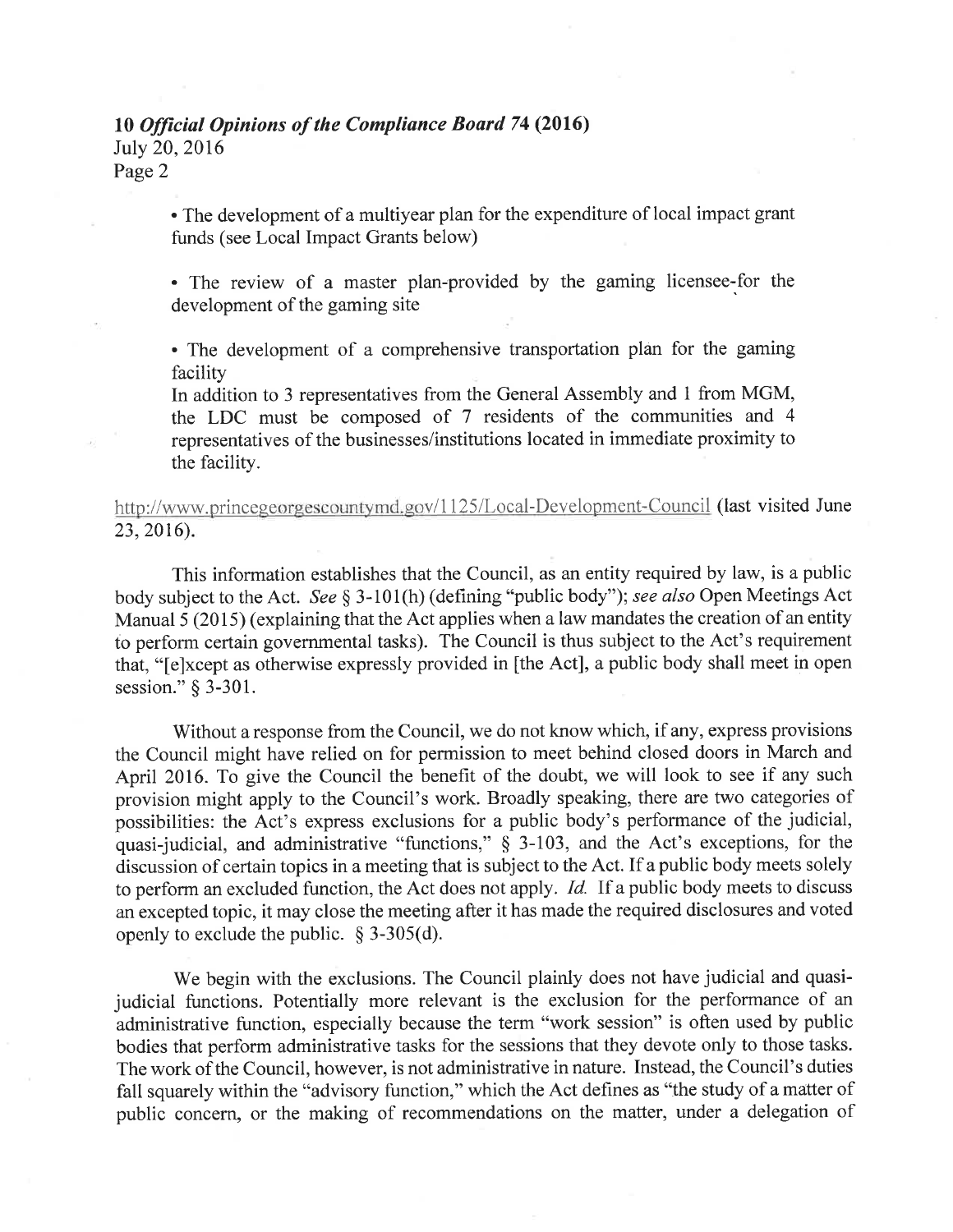> • The development of a multiyear plan for the expenditure of local impact grant funds (see Local Impact Grants below)
>
> • The review of a master plan-provided by the gaming licensee-for the development of the gaming site
>
> • The development of a comprehensive transportation plan for the gaming facility
>
> In addition to 3 representatives from the General Assembly and 1 from MGM, the LDC must be composed of 7 residents of the communities and 4 representatives of the businesses/institutions located in immediate proximity to the facility.

http://www.princegeorgescountymd.gov/1125/Local-Development-Council (last visited June 23, 2016).

This information establishes that the Council, as an entity required by law, is a public body subject to the Act. *See* § 3-101(h) (defining "public body"); *see also* Open Meetings Act Manual 5 (2015) (explaining that the Act applies when a law mandates the creation of an entity to perform certain governmental tasks). The Council is thus subject to the Act's requirement that, "[e]xcept as otherwise expressly provided in [the Act], a public body shall meet in open session." § 3-301.

Without a response from the Council, we do not know which, if any, express provisions the Council might have relied on for permission to meet behind closed doors in March and April 2016. To give the Council the benefit of the doubt, we will look to see if any such provision might apply to the Council's work. Broadly speaking, there are two categories of possibilities: the Act's express exclusions for a public body's performance of the judicial, quasi-judicial, and administrative "functions," § 3-103, and the Act's exceptions, for the discussion of certain topics in a meeting that is subject to the Act. If a public body meets solely to perform an excluded function, the Act does not apply. *Id.* If a public body meets to discuss an excepted topic, it may close the meeting after it has made the required disclosures and voted openly to exclude the public. § 3-305(d).

We begin with the exclusions. The Council plainly does not have judicial and quasi-judicial functions. Potentially more relevant is the exclusion for the performance of an administrative function, especially because the term "work session" is often used by public bodies that perform administrative tasks for the sessions that they devote only to those tasks. The work of the Council, however, is not administrative in nature. Instead, the Council's duties fall squarely within the "advisory function," which the Act defines as "the study of a matter of public concern, or the making of recommendations on the matter, under a delegation of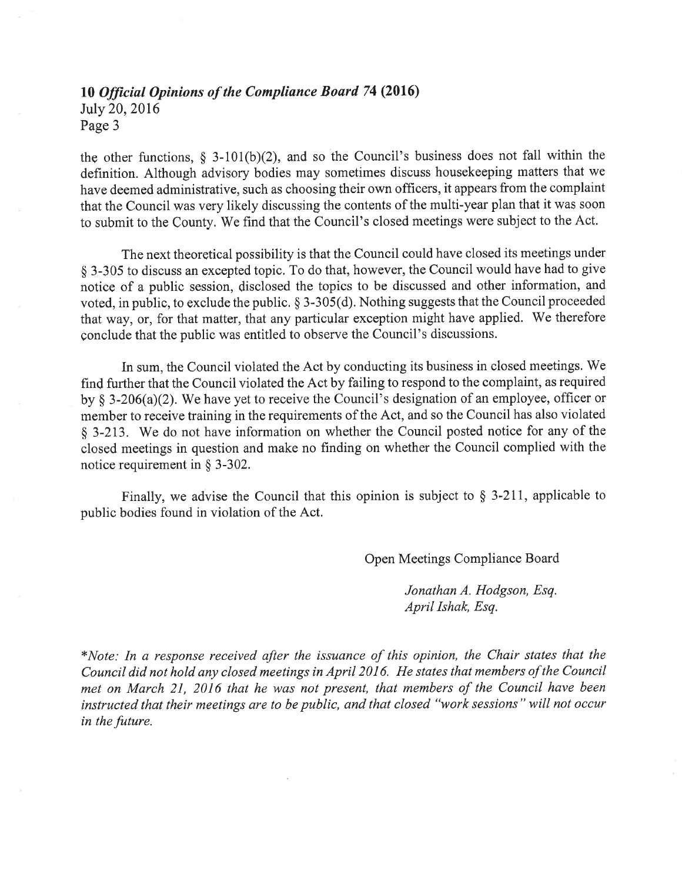the other functions, § 3-101(b)(2), and so the Council's business does not fall within the definition. Although advisory bodies may sometimes discuss housekeeping matters that we have deemed administrative, such as choosing their own officers, it appears from the complaint that the Council was very likely discussing the contents of the multi-year plan that it was soon to submit to the County. We find that the Council's closed meetings were subject to the Act.

The next theoretical possibility is that the Council could have closed its meetings under § 3-305 to discuss an excepted topic. To do that, however, the Council would have had to give notice of a public session, disclosed the topics to be discussed and other information, and voted, in public, to exclude the public. § 3-305(d). Nothing suggests that the Council proceeded that way, or, for that matter, that any particular exception might have applied. We therefore conclude that the public was entitled to observe the Council's discussions.

In sum, the Council violated the Act by conducting its business in closed meetings. We find further that the Council violated the Act by failing to respond to the complaint, as required by § 3-206(a)(2). We have yet to receive the Council's designation of an employee, officer or member to receive training in the requirements of the Act, and so the Council has also violated § 3-213. We do not have information on whether the Council posted notice for any of the closed meetings in question and make no finding on whether the Council complied with the notice requirement in § 3-302.

Finally, we advise the Council that this opinion is subject to § 3-211, applicable to public bodies found in violation of the Act.

Open Meetings Compliance Board

*Jonathan A. Hodgson, Esq.*
*April Ishak, Esq.*

*\*Note: In a response received after the issuance of this opinion, the Chair states that the Council did not hold any closed meetings in April 2016. He states that members of the Council met on March 21, 2016 that he was not present, that members of the Council have been instructed that their meetings are to be public, and that closed "work sessions" will not occur in the future.*